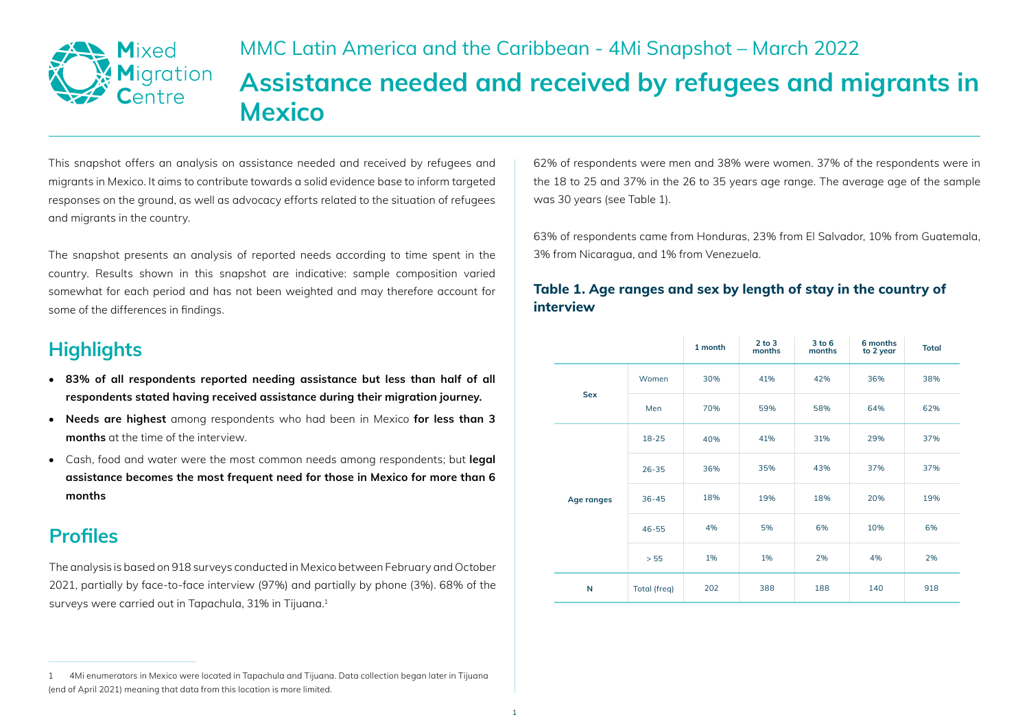MMC Latin America and the Caribbean - 4Mi Snapshot – March 2022

# Assistance needed and received by refugees and migrants in Mexico

This snapshot offers an analysis on assistance needed and received by refugees and migrants in Mexico. It aims to contribute towards a solid evidence base to inform targeted responses on the ground, as well as advocacy efforts related to the situation of refugees and migrants in the country.

The snapshot presents an analysis of reported needs according to time spent in the country. Results shown in this snapshot are indicative: sample composition varied somewhat for each period and has not been weighted and may therefore account for some of the differences in findings.

## Highlights

- **83% of all respondents reported needing assistance but less than half of all respondents stated having received assistance during their migration journey.**
- **Needs are highest** among respondents who had been in Mexico **for less than 3 months** at the time of the interview.
- Cash, food and water were the most common needs among respondents; but **legal assistance becomes the most frequent need for those in Mexico for more than 6 months**

## Profiles

The analysis is based on 918 surveys conducted in Mexico between February and October 2021, partially by face-to-face interview (97%) and partially by phone (3%). 68% of the surveys were carried out in Tapachula, 31% in Tijuana.[1]

62% of respondents were men and 38% were women. 37% of the respondents were in the 18 to 25 and 37% in the 26 to 35 years age range. The average age of the sample was 30 years (see Table 1).

63% of respondents came from Honduras, 23% from El Salvador, 10% from Guatemala, 3% from Nicaragua, and 1% from Venezuela.

### Table 1. Age ranges and sex by length of stay in the country of interview

| | | 1 month | 2 to 3 months | 3 to 6 months | 6 months to 2 year | Total |
|---|---|---|---|---|---|---|
| Sex | Women | 30% | 41% | 42% | 36% | 38% |
| | Men | 70% | 59% | 58% | 64% | 62% |
| Age ranges | 18-25 | 40% | 41% | 31% | 29% | 37% |
| | 26-35 | 36% | 35% | 43% | 37% | 37% |
| | 36-45 | 18% | 19% | 18% | 20% | 19% |
| | 46-55 | 4% | 5% | 6% | 10% | 6% |
| | > 55 | 1% | 1% | 2% | 4% | 2% |
| N | Total (freq) | 202 | 388 | 188 | 140 | 918 |

[1] 4Mi enumerators in Mexico were located in Tapachula and Tijuana. Data collection began later in Tijuana (end of April 2021) meaning that data from this location is more limited.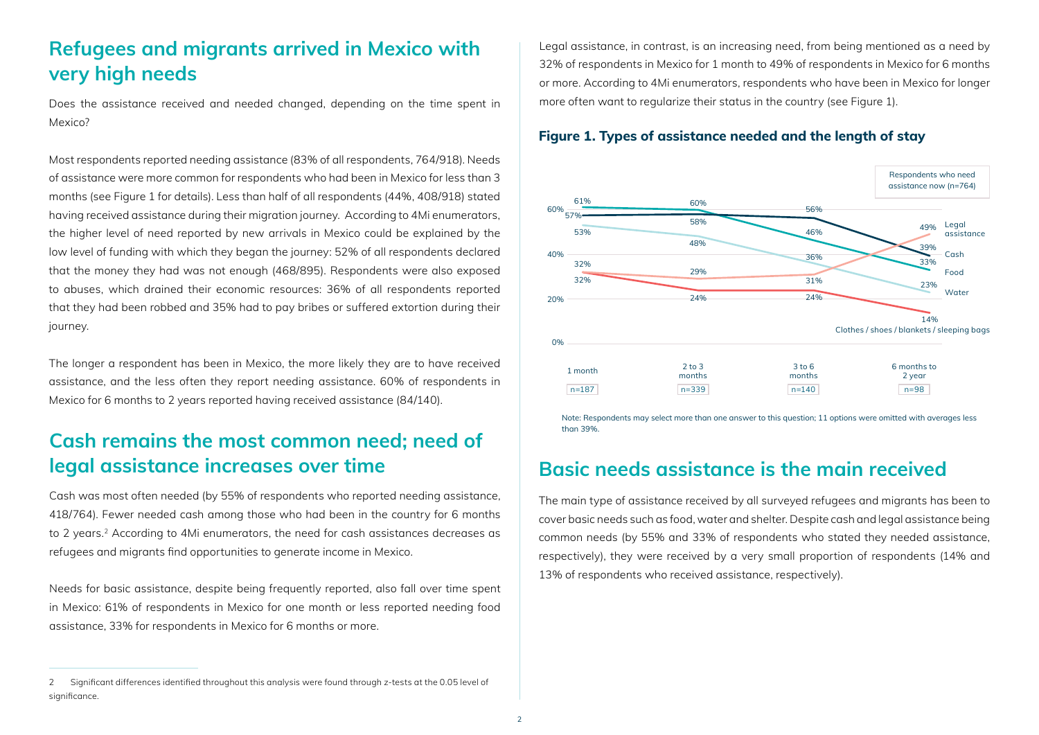## Refugees and migrants arrived in Mexico with very high needs

Does the assistance received and needed changed, depending on the time spent in Mexico?

Most respondents reported needing assistance (83% of all respondents, 764/918). Needs of assistance were more common for respondents who had been in Mexico for less than 3 months (see Figure 1 for details). Less than half of all respondents (44%, 408/918) stated having received assistance during their migration journey. According to 4Mi enumerators, the higher level of need reported by new arrivals in Mexico could be explained by the low level of funding with which they began the journey: 52% of all respondents declared that the money they had was not enough (468/895). Respondents were also exposed to abuses, which drained their economic resources: 36% of all respondents reported that they had been robbed and 35% had to pay bribes or suffered extortion during their journey.

The longer a respondent has been in Mexico, the more likely they are to have received assistance, and the less often they report needing assistance. 60% of respondents in Mexico for 6 months to 2 years reported having received assistance (84/140).

## Cash remains the most common need; need of legal assistance increases over time

Cash was most often needed (by 55% of respondents who reported needing assistance, 418/764). Fewer needed cash among those who had been in the country for 6 months to 2 years.[2] According to 4Mi enumerators, the need for cash assistances decreases as refugees and migrants find opportunities to generate income in Mexico.

Needs for basic assistance, despite being frequently reported, also fall over time spent in Mexico: 61% of respondents in Mexico for one month or less reported needing food assistance, 33% for respondents in Mexico for 6 months or more.

Legal assistance, in contrast, is an increasing need, from being mentioned as a need by 32% of respondents in Mexico for 1 month to 49% of respondents in Mexico for 6 months or more. According to 4Mi enumerators, respondents who have been in Mexico for longer more often want to regularize their status in the country (see Figure 1).

### Figure 1. Types of assistance needed and the length of stay

Respondents who need assistance now (n=764)

| | 1 month (n=187) | 2 to 3 months (n=339) | 3 to 6 months (n=140) | 6 months to 2 year (n=98) |
|---|---|---|---|---|
| Legal assistance | 32% | 29% | 31% | 49% |
| Cash | 57% | 58% | 56% | 39% |
| Food | 61% | 60% | 46% | 33% |
| Water | 53% | 48% | 36% | 23% |
| Clothes / shoes / blankets / sleeping bags | 32% | 24% | 24% | 14% |

Note: Respondents may select more than one answer to this question; 11 options were omitted with averages less than 39%.

## Basic needs assistance is the main received

The main type of assistance received by all surveyed refugees and migrants has been to cover basic needs such as food, water and shelter. Despite cash and legal assistance being common needs (by 55% and 33% of respondents who stated they needed assistance, respectively), they were received by a very small proportion of respondents (14% and 13% of respondents who received assistance, respectively).

---

2 Significant differences identified throughout this analysis were found through z-tests at the 0.05 level of significance.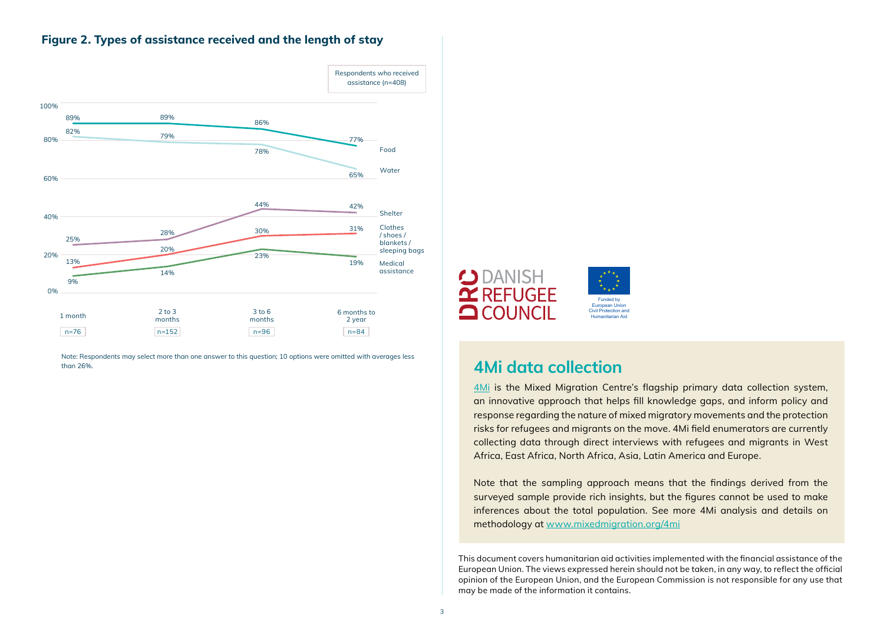### Figure 2. Types of assistance received and the length of stay

Respondents who received assistance (n=408)

100%
80%
60%
40%
20%
0%

89% 89% 86% 77% Food

82% 79% 78% 65% Water

25% 28% 44% 42% Shelter

13% 20% 30% 31% Clothes / shoes / blankets / sleeping bags

9% 14% 23% 19% Medical assistance

1 month n=76

2 to 3 months n=152

3 to 6 months n=96

6 months to 2 year n=84

Note: Respondents may select more than one answer to this question; 10 options were omitted with averages less than 26%.

DRC DANISH REFUGEE COUNCIL

Funded by European Union Civil Protection and Humanitarian Aid

## 4Mi data collection

[4Mi](https://www.mixedmigration.org/4mi) is the Mixed Migration Centre's flagship primary data collection system, an innovative approach that helps fill knowledge gaps, and inform policy and response regarding the nature of mixed migratory movements and the protection risks for refugees and migrants on the move. 4Mi field enumerators are currently collecting data through direct interviews with refugees and migrants in West Africa, East Africa, North Africa, Asia, Latin America and Europe.

Note that the sampling approach means that the findings derived from the surveyed sample provide rich insights, but the figures cannot be used to make inferences about the total population. See more 4Mi analysis and details on methodology at [www.mixedmigration.org/4mi](http://www.mixedmigration.org/4mi)

This document covers humanitarian aid activities implemented with the financial assistance of the European Union. The views expressed herein should not be taken, in any way, to reflect the official opinion of the European Union, and the European Commission is not responsible for any use that may be made of the information it contains.